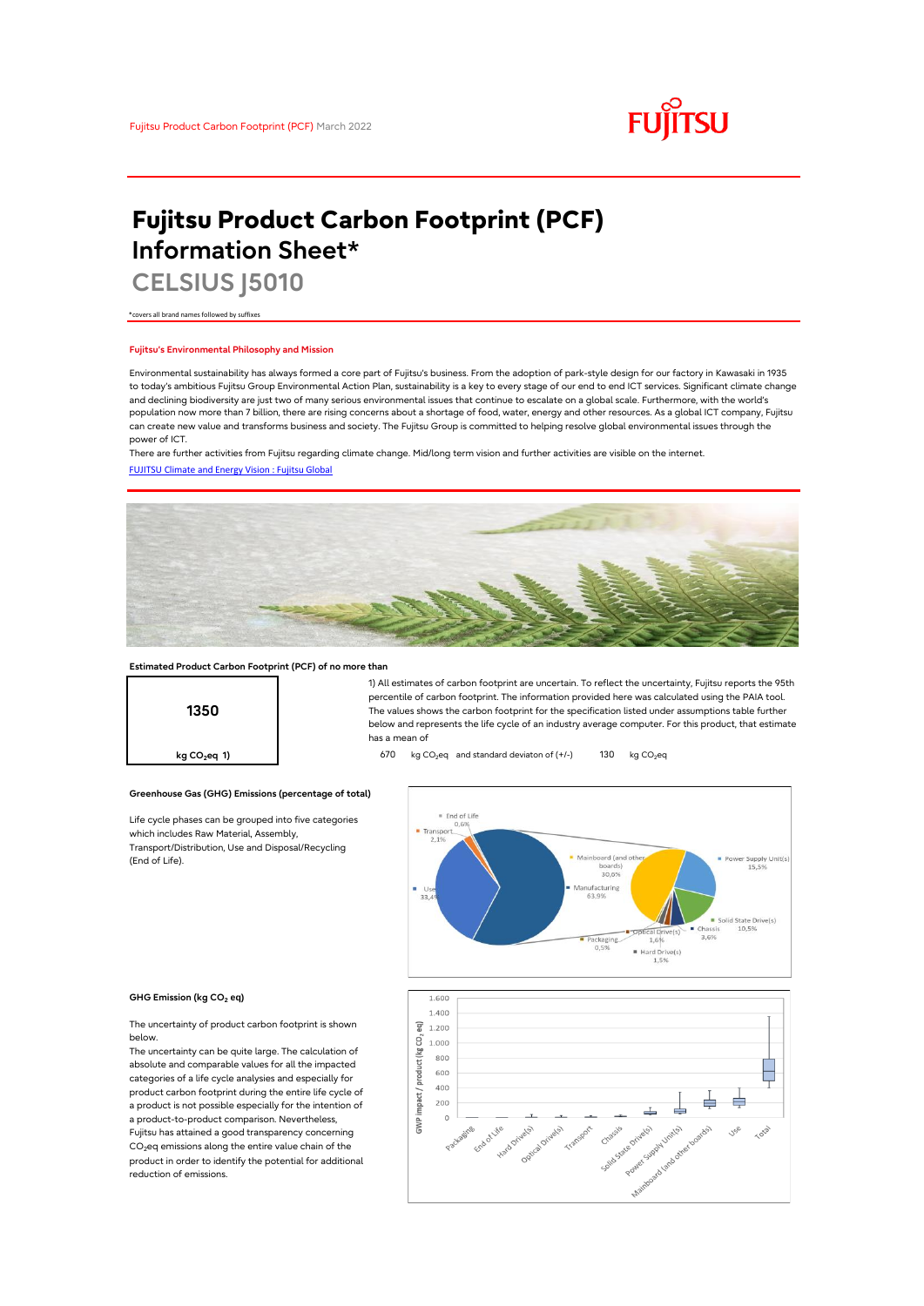Fujitsu Product Carbon Footprint (PCF) March 2022

# Fujitsu Product Carbon Footprint (PCF) Information Sheet*

## CELSIUS J5010

*covers all brand names followed by suffixes

### Fujitsu's Environmental Philosophy and Mission

Environmental sustainability has always formed a core part of Fujitsu's business. From the adoption of park-style design for our factory in Kawasaki in 1935 to today's ambitious Fujitsu Group Environmental Action Plan, sustainability is a key to every stage of our end to end ICT services. Significant climate change and declining biodiversity are just two of many serious environmental issues that continue to escalate on a global scale. Furthermore, with the world's population now more than 7 billion, there are rising concerns about a shortage of food, water, energy and other resources. As a global ICT company, Fujitsu can create new value and transforms business and society. The Fujitsu Group is committed to helping resolve global environmental issues through the power of ICT.

There are further activities from Fujitsu regarding climate change. Mid/long term vision and further activities are visible on the internet.

[FUJITSU Climate and Energy Vision : Fujitsu Global]

### Estimated Product Carbon Footprint (PCF) of no more than

**1350**

kg $CO_2$eq 1)

1) All estimates of carbon footprint are uncertain. To reflect the uncertainty, Fujitsu reports the 95th percentile of carbon footprint. The information provided here was calculated using the PAIA tool. The values shows the carbon footprint for the specification listed under assumptions table further below and represents the life cycle of an industry average computer. For this product, that estimate has a mean of

670 kg $CO_2$eq and standard deviaton of (+/-) 130 kg $CO_2$eq

### Greenhouse Gas (GHG) Emissions (percentage of total)

Life cycle phases can be grouped into five categories which includes Raw Material, Assembly, Transport/Distribution, Use and Disposal/Recycling (End of Life).

| Category | Share |
|---|---|
| End of Life | 0,6% |
| Transport | 2,1% |
| Use | 33,4% |
| Manufacturing | 63,9% |
| Mainboard (and other boards) | 30,0% |
| Power Supply Unit(s) | 15,5% |
| Solid State Drive(s) | 10,5% |
| Chassis | 3,6% |
| Optical Drive(s) | 1,6% |
| Packaging | 0,5% |
| Hard Drive(s) | 1,5% |

### GHG Emission (kg $CO_2$ eq)

The uncertainty of product carbon footprint is shown below.

The uncertainty can be quite large. The calculation of absolute and comparable values for all the impacted categories of a life cycle analyses and especially for product carbon footprint during the entire life cycle of a product is not possible especially for the intention of a product-to-product comparison. Nevertheless, Fujitsu has attained a good transparency concerning $CO_2$eq emissions along the entire value chain of the product in order to identify the potential for additional reduction of emissions.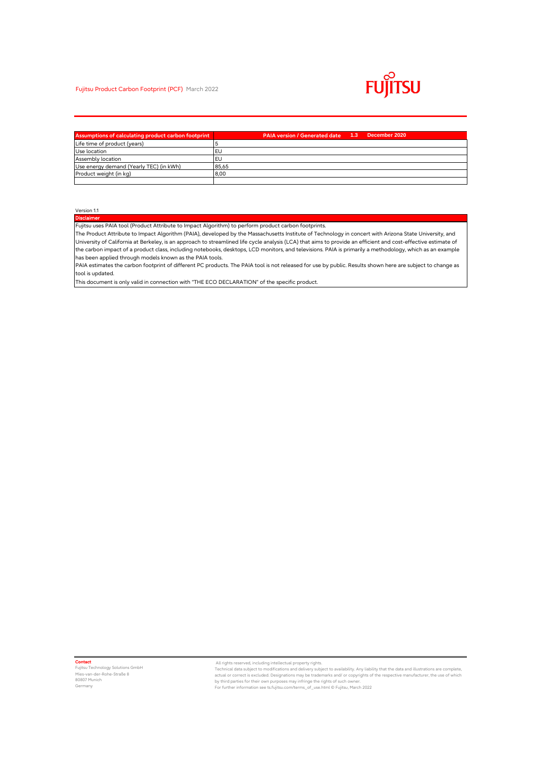Fujitsu Product Carbon Footprint (PCF) March 2022

| Assumptions of calculating product carbon footprint | PAIA version / Generated date 1.3 December 2020 |
| --- | --- |
| Life time of product (years) | 5 |
| Use location | EU |
| Assembly location | EU |
| Use energy demand (Yearly TEC) (in kWh) | 85,65 |
| Product weight (in kg) | 8,00 |
| | |

Version 1.1

**Disclaimer**

Fujitsu uses PAIA tool (Product Attribute to Impact Algorithm) to perform product carbon footprints.

The Product Attribute to Impact Algorithm (PAIA), developed by the Massachusetts Institute of Technology in concert with Arizona State University, and University of California at Berkeley, is an approach to streamlined life cycle analysis (LCA) that aims to provide an efficient and cost-effective estimate of the carbon impact of a product class, including notebooks, desktops, LCD monitors, and televisions. PAIA is primarily a methodology, which as an example has been applied through models known as the PAIA tools.

PAIA estimates the carbon footprint of different PC products. The PAIA tool is not released for use by public. Results shown here are subject to change as tool is updated.

This document is only valid in connection with "THE ECO DECLARATION" of the specific product.

**Contact**
Fujitsu Technology Solutions GmbH
Mies-van-der-Rohe-Straße 8
80807 Munich
Germany

All rights reserved, including intellectual property rights.
Technical data subject to modifications and delivery subject to availability. Any liability that the data and illustrations are complete, actual or correct is excluded. Designations may be trademarks and/ or copyrights of the respective manufacturer, the use of which by third parties for their own purposes may infringe the rights of such owner.
For further information see ts.fujitsu.com/terms_of_use.html © Fujitsu, March 2022